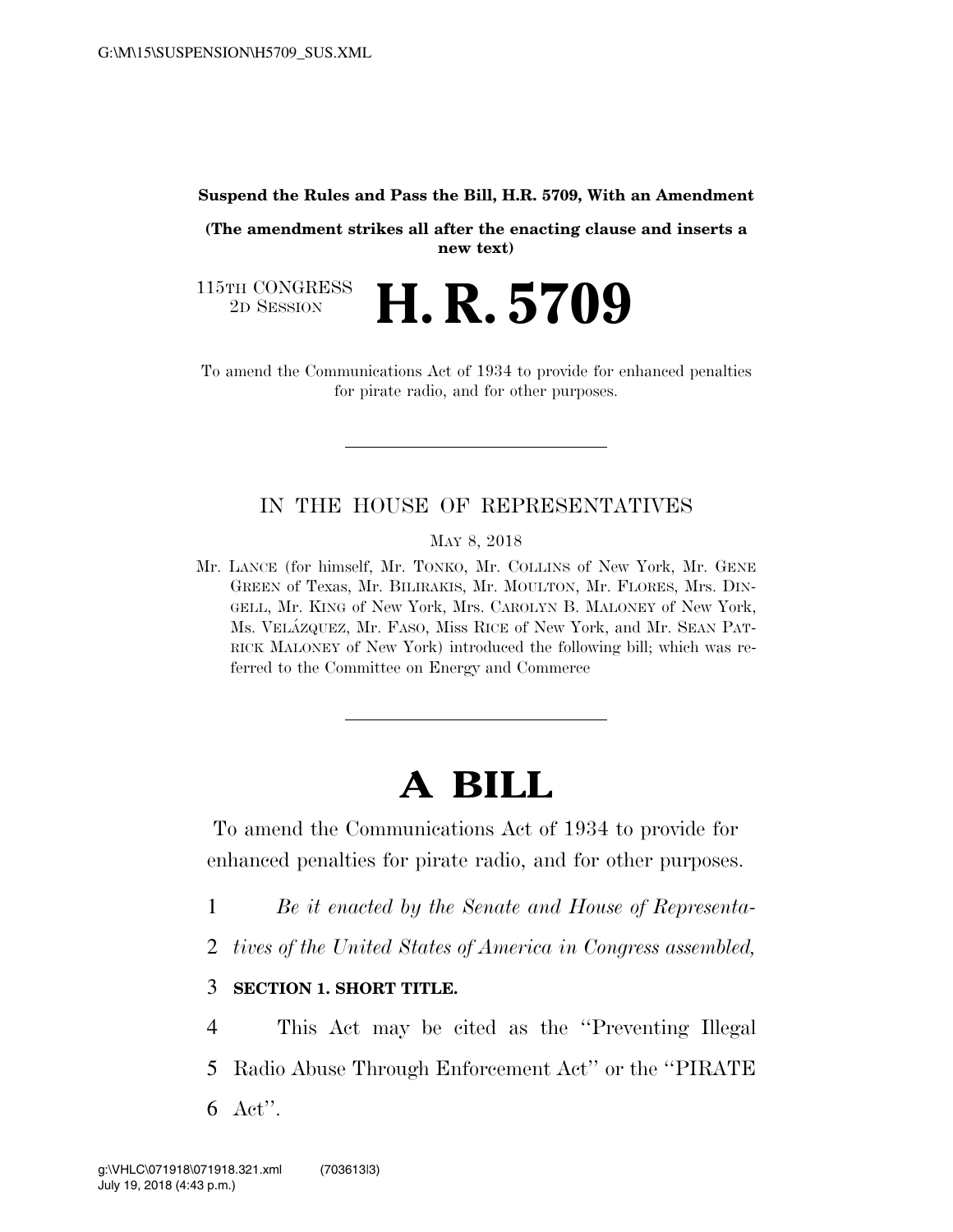**Suspend the Rules and Pass the Bill, H.R. 5709, With an Amendment**

**(The amendment strikes all after the enacting clause and inserts a new text)**

115TH CONGRESS
2D SESSION

# H. R. 5709

To amend the Communications Act of 1934 to provide for enhanced penalties for pirate radio, and for other purposes.

---

IN THE HOUSE OF REPRESENTATIVES

MAY 8, 2018

Mr. LANCE (for himself, Mr. TONKO, Mr. COLLINS of New York, Mr. GENE GREEN of Texas, Mr. BILIRAKIS, Mr. MOULTON, Mr. FLORES, Mrs. DINGELL, Mr. KING of New York, Mrs. CAROLYN B. MALONEY of New York, Ms. VELÁZQUEZ, Mr. FASO, Miss RICE of New York, and Mr. SEAN PATRICK MALONEY of New York) introduced the following bill; which was referred to the Committee on Energy and Commerce

---

# A BILL

To amend the Communications Act of 1934 to provide for enhanced penalties for pirate radio, and for other purposes.

1 *Be it enacted by the Senate and House of Representa-*
2 *tives of the United States of America in Congress assembled,*

3 **SECTION 1. SHORT TITLE.**

4 This Act may be cited as the "Preventing Illegal
5 Radio Abuse Through Enforcement Act" or the "PIRATE
6 Act".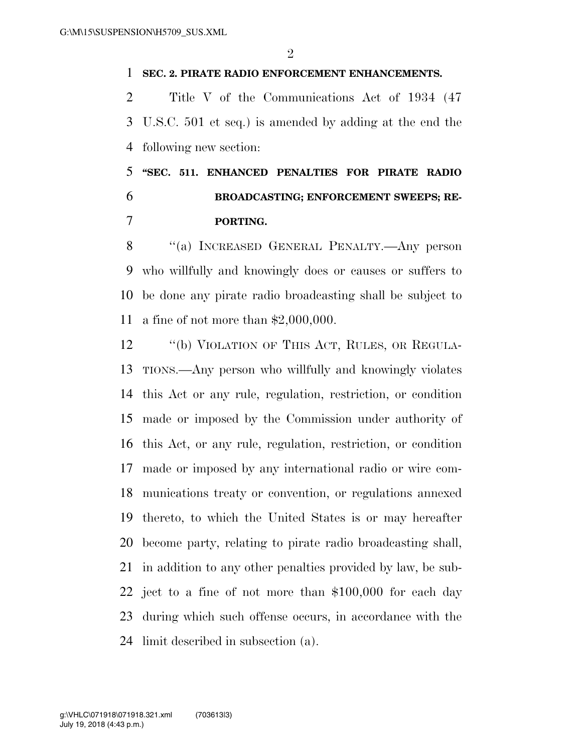**SEC. 2. PIRATE RADIO ENFORCEMENT ENHANCEMENTS.**

Title V of the Communications Act of 1934 (47 U.S.C. 501 et seq.) is amended by adding at the end the following new section:

**"SEC. 511. ENHANCED PENALTIES FOR PIRATE RADIO BROADCASTING; ENFORCEMENT SWEEPS; REPORTING.**

"(a) INCREASED GENERAL PENALTY.—Any person who willfully and knowingly does or causes or suffers to be done any pirate radio broadcasting shall be subject to a fine of not more than $2,000,000.

"(b) VIOLATION OF THIS ACT, RULES, OR REGULATIONS.—Any person who willfully and knowingly violates this Act or any rule, regulation, restriction, or condition made or imposed by the Commission under authority of this Act, or any rule, regulation, restriction, or condition made or imposed by any international radio or wire communications treaty or convention, or regulations annexed thereto, to which the United States is or may hereafter become party, relating to pirate radio broadcasting shall, in addition to any other penalties provided by law, be subject to a fine of not more than $100,000 for each day during which such offense occurs, in accordance with the limit described in subsection (a).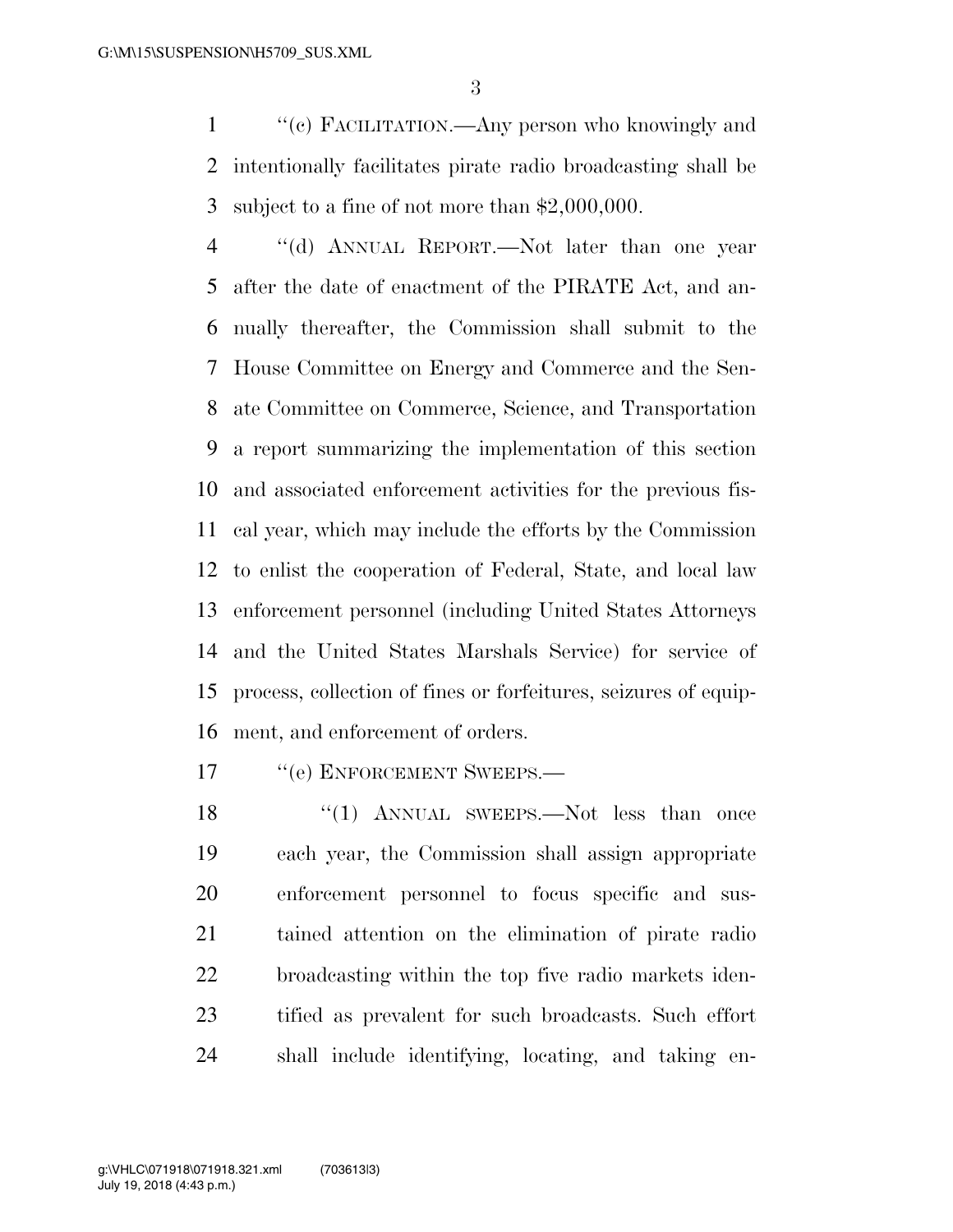"(c) FACILITATION.—Any person who knowingly and intentionally facilitates pirate radio broadcasting shall be subject to a fine of not more than $2,000,000.

"(d) ANNUAL REPORT.—Not later than one year after the date of enactment of the PIRATE Act, and annually thereafter, the Commission shall submit to the House Committee on Energy and Commerce and the Senate Committee on Commerce, Science, and Transportation a report summarizing the implementation of this section and associated enforcement activities for the previous fiscal year, which may include the efforts by the Commission to enlist the cooperation of Federal, State, and local law enforcement personnel (including United States Attorneys and the United States Marshals Service) for service of process, collection of fines or forfeitures, seizures of equipment, and enforcement of orders.

"(e) ENFORCEMENT SWEEPS.—

"(1) ANNUAL SWEEPS.—Not less than once each year, the Commission shall assign appropriate enforcement personnel to focus specific and sustained attention on the elimination of pirate radio broadcasting within the top five radio markets identified as prevalent for such broadcasts. Such effort shall include identifying, locating, and taking en-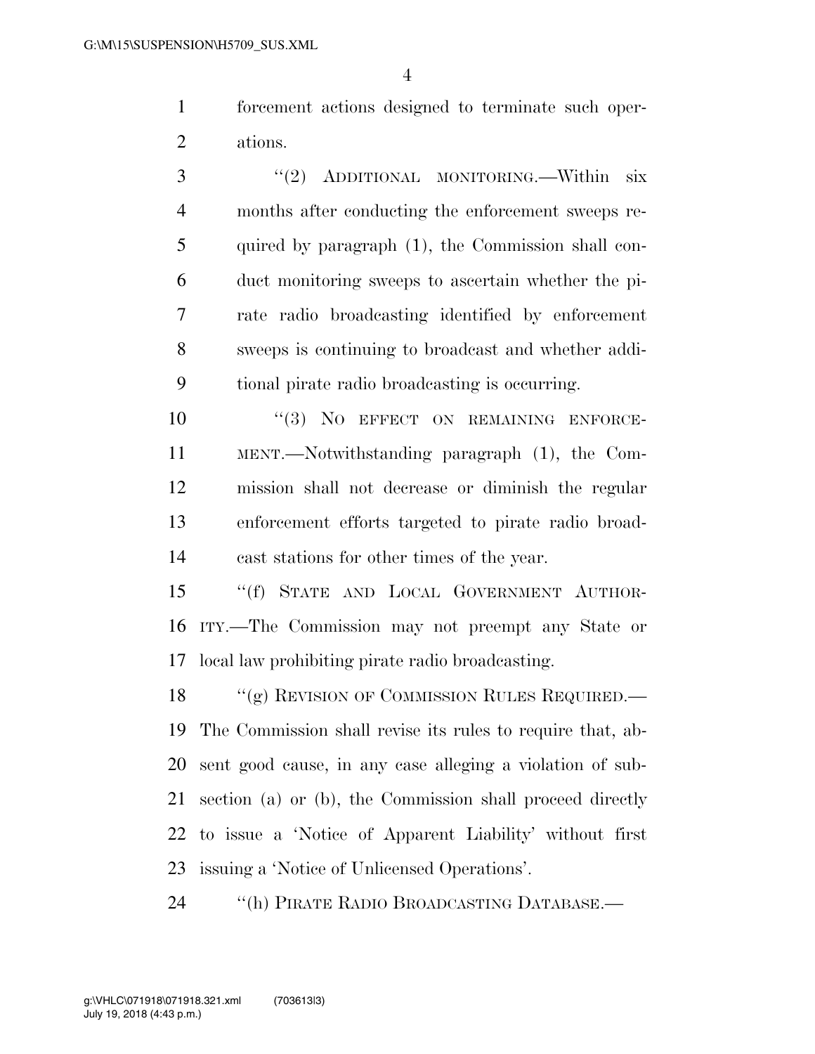forcement actions designed to terminate such operations.

"(2) ADDITIONAL MONITORING.—Within six months after conducting the enforcement sweeps required by paragraph (1), the Commission shall conduct monitoring sweeps to ascertain whether the pirate radio broadcasting identified by enforcement sweeps is continuing to broadcast and whether additional pirate radio broadcasting is occurring.

"(3) NO EFFECT ON REMAINING ENFORCEMENT.—Notwithstanding paragraph (1), the Commission shall not decrease or diminish the regular enforcement efforts targeted to pirate radio broadcast stations for other times of the year.

"(f) STATE AND LOCAL GOVERNMENT AUTHORITY.—The Commission may not preempt any State or local law prohibiting pirate radio broadcasting.

"(g) REVISION OF COMMISSION RULES REQUIRED.—The Commission shall revise its rules to require that, absent good cause, in any case alleging a violation of subsection (a) or (b), the Commission shall proceed directly to issue a 'Notice of Apparent Liability' without first issuing a 'Notice of Unlicensed Operations'.

"(h) PIRATE RADIO BROADCASTING DATABASE.—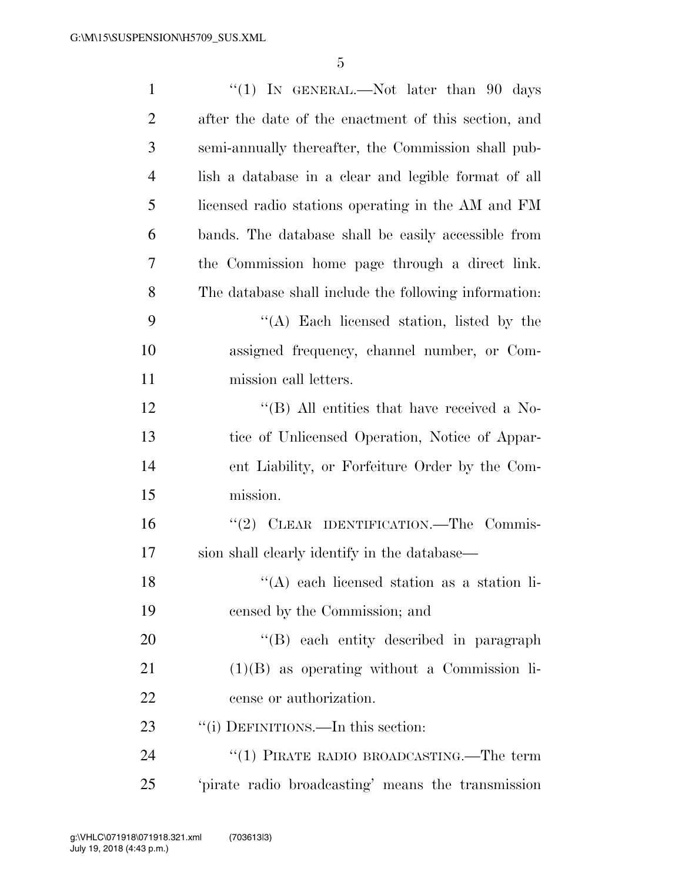"(1) IN GENERAL.—Not later than 90 days after the date of the enactment of this section, and semi-annually thereafter, the Commission shall publish a database in a clear and legible format of all licensed radio stations operating in the AM and FM bands. The database shall be easily accessible from the Commission home page through a direct link. The database shall include the following information:

"(A) Each licensed station, listed by the assigned frequency, channel number, or Commission call letters.

"(B) All entities that have received a Notice of Unlicensed Operation, Notice of Apparent Liability, or Forfeiture Order by the Commission.

"(2) CLEAR IDENTIFICATION.—The Commission shall clearly identify in the database—

"(A) each licensed station as a station licensed by the Commission; and

"(B) each entity described in paragraph (1)(B) as operating without a Commission license or authorization.

"(i) DEFINITIONS.—In this section:

"(1) PIRATE RADIO BROADCASTING.—The term 'pirate radio broadcasting' means the transmission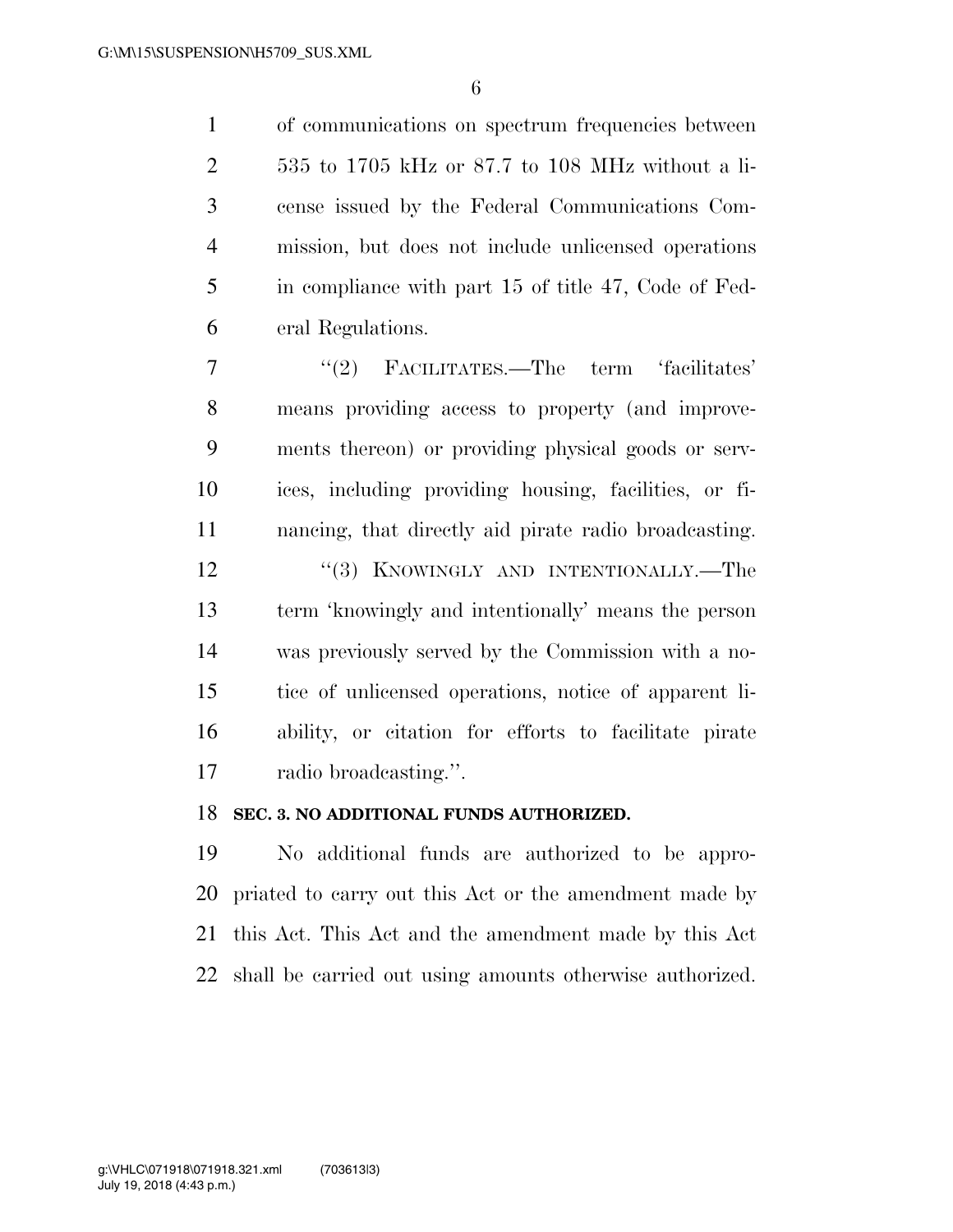of communications on spectrum frequencies between 535 to 1705 kHz or 87.7 to 108 MHz without a license issued by the Federal Communications Commission, but does not include unlicensed operations in compliance with part 15 of title 47, Code of Federal Regulations.

"(2) FACILITATES.—The term 'facilitates' means providing access to property (and improvements thereon) or providing physical goods or services, including providing housing, facilities, or financing, that directly aid pirate radio broadcasting.

"(3) KNOWINGLY AND INTENTIONALLY.—The term 'knowingly and intentionally' means the person was previously served by the Commission with a notice of unlicensed operations, notice of apparent liability, or citation for efforts to facilitate pirate radio broadcasting.".

**SEC. 3. NO ADDITIONAL FUNDS AUTHORIZED.**

No additional funds are authorized to be appropriated to carry out this Act or the amendment made by this Act. This Act and the amendment made by this Act shall be carried out using amounts otherwise authorized.